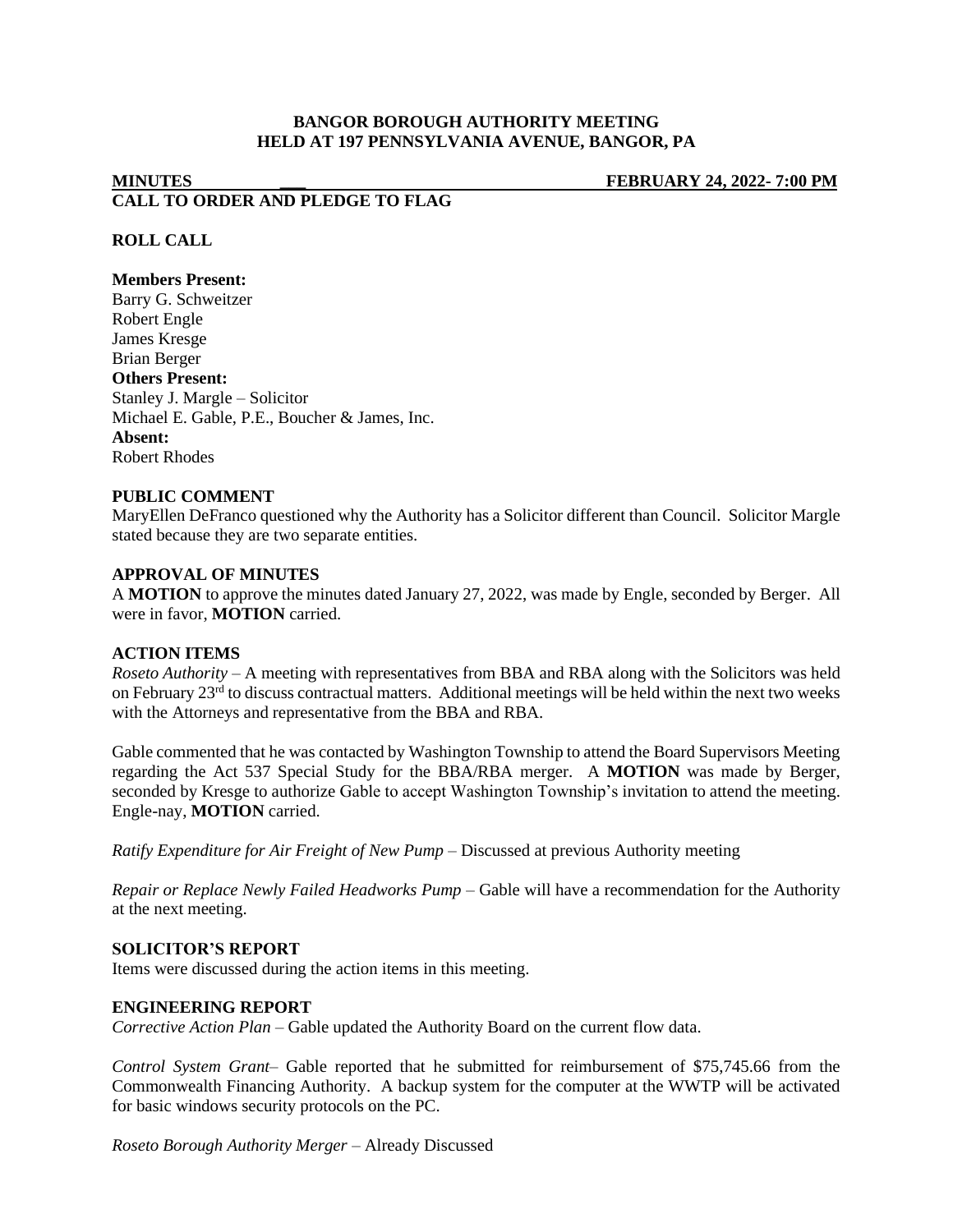**BANGOR BOROUGH AUTHORITY MEETING**
**HELD AT 197 PENNSYLVANIA AVENUE, BANGOR, PA**

**MINUTES** **FEBRUARY 24, 2022- 7:00 PM**

**CALL TO ORDER AND PLEDGE TO FLAG**

**ROLL CALL**

**Members Present:**
Barry G. Schweitzer
Robert Engle
James Kresge
Brian Berger
**Others Present:**
Stanley J. Margle – Solicitor
Michael E. Gable, P.E., Boucher & James, Inc.
**Absent:**
Robert Rhodes

**PUBLIC COMMENT**

MaryEllen DeFranco questioned why the Authority has a Solicitor different than Council. Solicitor Margle stated because they are two separate entities.

**APPROVAL OF MINUTES**

A **MOTION** to approve the minutes dated January 27, 2022, was made by Engle, seconded by Berger. All were in favor, **MOTION** carried.

**ACTION ITEMS**

*Roseto Authority* – A meeting with representatives from BBA and RBA along with the Solicitors was held on February 23rd to discuss contractual matters. Additional meetings will be held within the next two weeks with the Attorneys and representative from the BBA and RBA.

Gable commented that he was contacted by Washington Township to attend the Board Supervisors Meeting regarding the Act 537 Special Study for the BBA/RBA merger. A **MOTION** was made by Berger, seconded by Kresge to authorize Gable to accept Washington Township's invitation to attend the meeting. Engle-nay, **MOTION** carried.

*Ratify Expenditure for Air Freight of New Pump* – Discussed at previous Authority meeting

*Repair or Replace Newly Failed Headworks Pump* – Gable will have a recommendation for the Authority at the next meeting.

**SOLICITOR'S REPORT**

Items were discussed during the action items in this meeting.

**ENGINEERING REPORT**

*Corrective Action Plan* – Gable updated the Authority Board on the current flow data.

*Control System Grant*– Gable reported that he submitted for reimbursement of $75,745.66 from the Commonwealth Financing Authority. A backup system for the computer at the WWTP will be activated for basic windows security protocols on the PC.

*Roseto Borough Authority Merger* – Already Discussed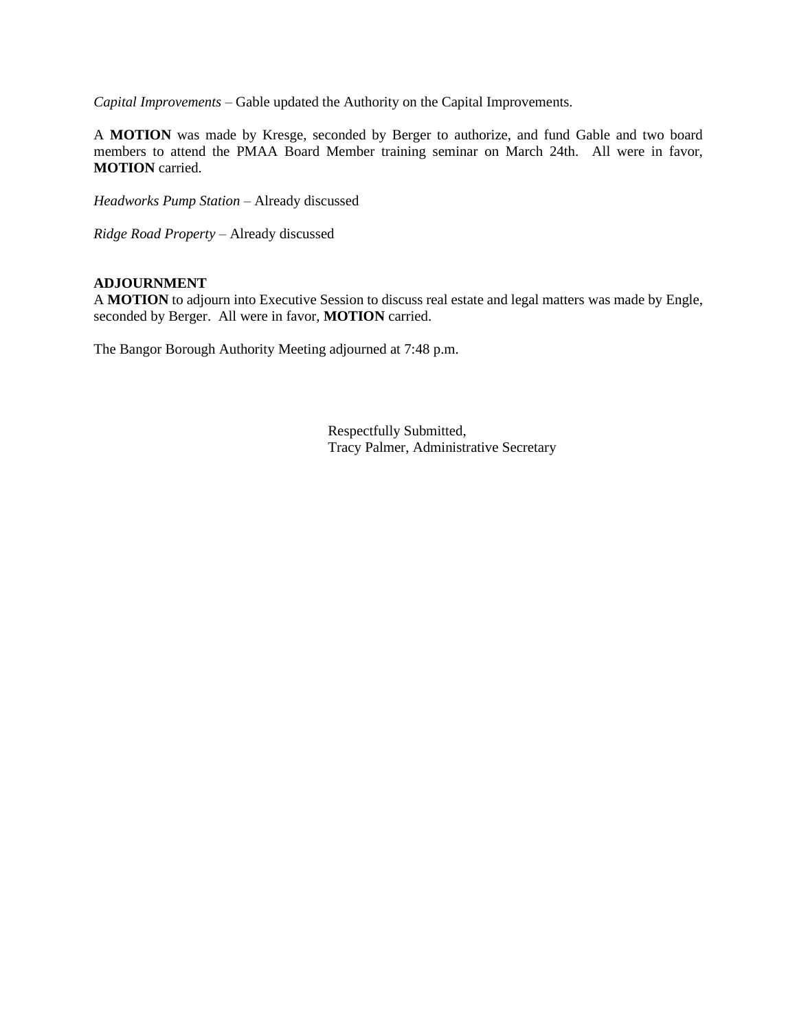*Capital Improvements* – Gable updated the Authority on the Capital Improvements.

A **MOTION** was made by Kresge, seconded by Berger to authorize, and fund Gable and two board members to attend the PMAA Board Member training seminar on March 24th. All were in favor, **MOTION** carried.

*Headworks Pump Station* – Already discussed

*Ridge Road Property* – Already discussed

**ADJOURNMENT**

A **MOTION** to adjourn into Executive Session to discuss real estate and legal matters was made by Engle, seconded by Berger. All were in favor, **MOTION** carried.

The Bangor Borough Authority Meeting adjourned at 7:48 p.m.

Respectfully Submitted,
Tracy Palmer, Administrative Secretary